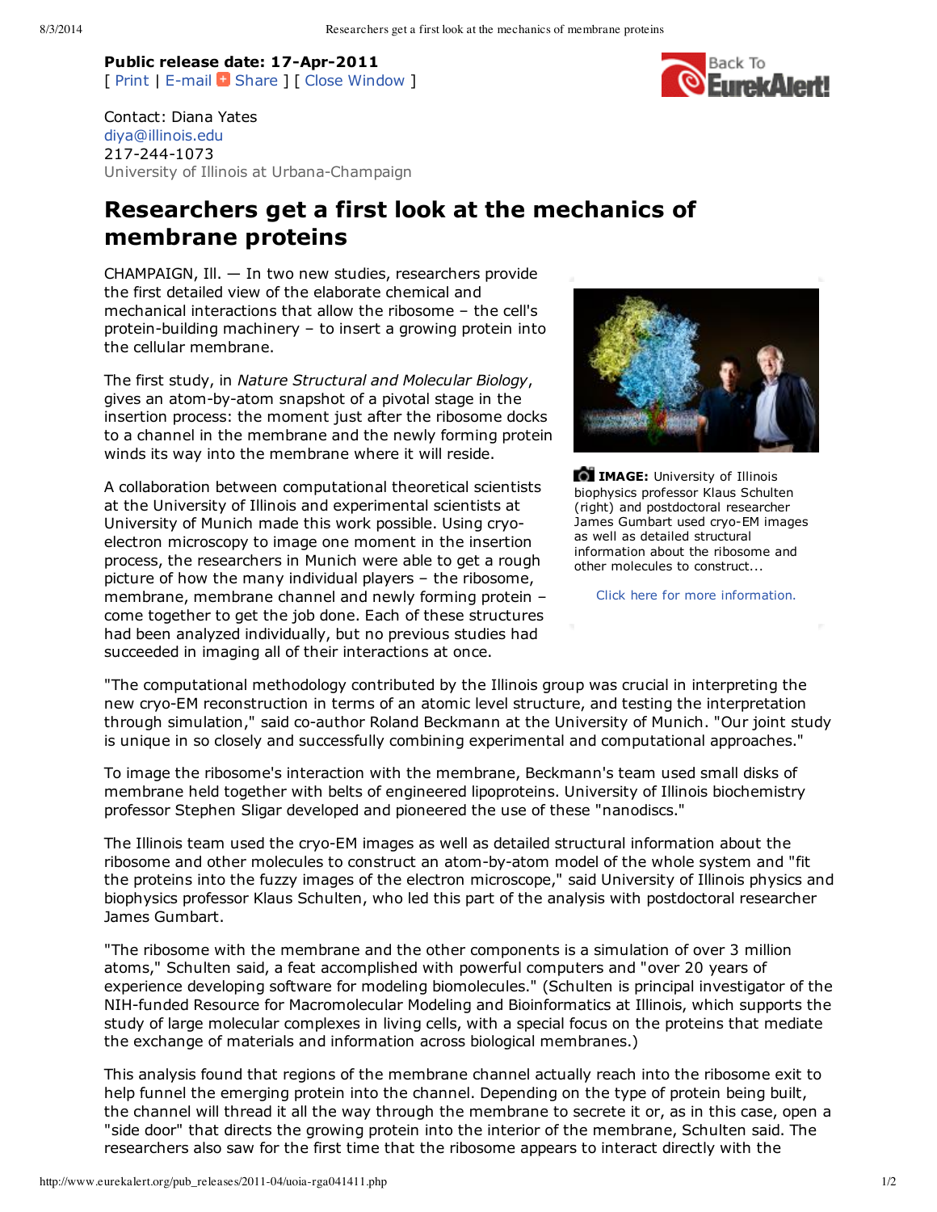**Public release date: 17-Apr-2011**
[ Print | E-mail Share ] [ Close Window ]

Contact: Diana Yates
diya@illinois.edu
217-244-1073
University of Illinois at Urbana-Champaign

# Researchers get a first look at the mechanics of membrane proteins

CHAMPAIGN, Ill. — In two new studies, researchers provide the first detailed view of the elaborate chemical and mechanical interactions that allow the ribosome – the cell's protein-building machinery – to insert a growing protein into the cellular membrane.

The first study, in *Nature Structural and Molecular Biology*, gives an atom-by-atom snapshot of a pivotal stage in the insertion process: the moment just after the ribosome docks to a channel in the membrane and the newly forming protein winds its way into the membrane where it will reside.

A collaboration between computational theoretical scientists at the University of Illinois and experimental scientists at University of Munich made this work possible. Using cryo-electron microscopy to image one moment in the insertion process, the researchers in Munich were able to get a rough picture of how the many individual players – the ribosome, membrane, membrane channel and newly forming protein – come together to get the job done. Each of these structures had been analyzed individually, but no previous studies had succeeded in imaging all of their interactions at once.

**IMAGE:** University of Illinois biophysics professor Klaus Schulten (right) and postdoctoral researcher James Gumbart used cryo-EM images as well as detailed structural information about the ribosome and other molecules to construct...

Click here for more information.

"The computational methodology contributed by the Illinois group was crucial in interpreting the new cryo-EM reconstruction in terms of an atomic level structure, and testing the interpretation through simulation," said co-author Roland Beckmann at the University of Munich. "Our joint study is unique in so closely and successfully combining experimental and computational approaches."

To image the ribosome's interaction with the membrane, Beckmann's team used small disks of membrane held together with belts of engineered lipoproteins. University of Illinois biochemistry professor Stephen Sligar developed and pioneered the use of these "nanodiscs."

The Illinois team used the cryo-EM images as well as detailed structural information about the ribosome and other molecules to construct an atom-by-atom model of the whole system and "fit the proteins into the fuzzy images of the electron microscope," said University of Illinois physics and biophysics professor Klaus Schulten, who led this part of the analysis with postdoctoral researcher James Gumbart.

"The ribosome with the membrane and the other components is a simulation of over 3 million atoms," Schulten said, a feat accomplished with powerful computers and "over 20 years of experience developing software for modeling biomolecules." (Schulten is principal investigator of the NIH-funded Resource for Macromolecular Modeling and Bioinformatics at Illinois, which supports the study of large molecular complexes in living cells, with a special focus on the proteins that mediate the exchange of materials and information across biological membranes.)

This analysis found that regions of the membrane channel actually reach into the ribosome exit to help funnel the emerging protein into the channel. Depending on the type of protein being built, the channel will thread it all the way through the membrane to secrete it or, as in this case, open a "side door" that directs the growing protein into the interior of the membrane, Schulten said. The researchers also saw for the first time that the ribosome appears to interact directly with the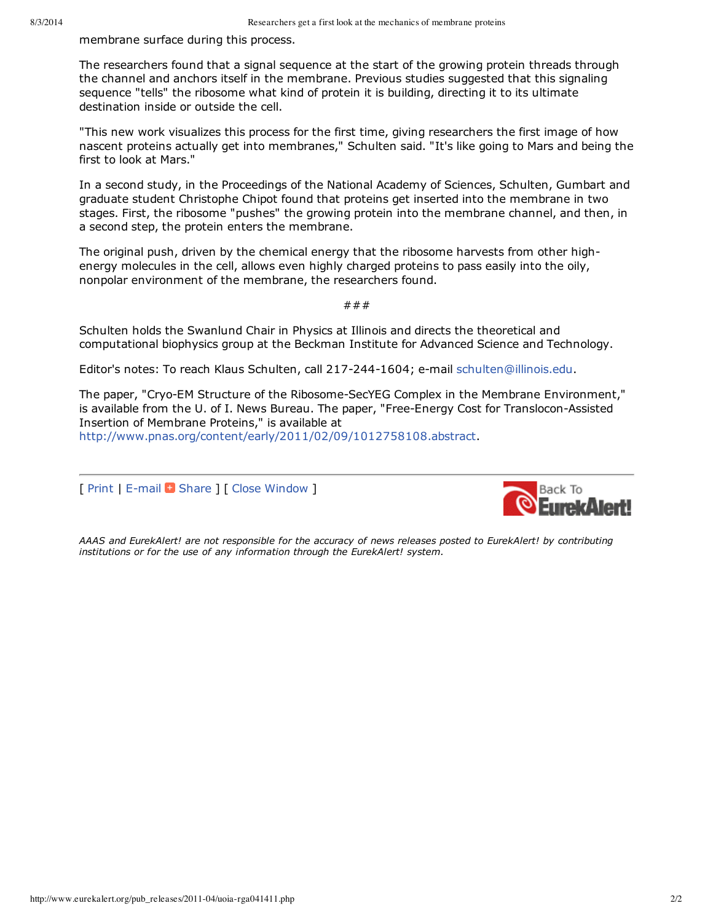membrane surface during this process.

The researchers found that a signal sequence at the start of the growing protein threads through the channel and anchors itself in the membrane. Previous studies suggested that this signaling sequence "tells" the ribosome what kind of protein it is building, directing it to its ultimate destination inside or outside the cell.

"This new work visualizes this process for the first time, giving researchers the first image of how nascent proteins actually get into membranes," Schulten said. "It's like going to Mars and being the first to look at Mars."

In a second study, in the Proceedings of the National Academy of Sciences, Schulten, Gumbart and graduate student Christophe Chipot found that proteins get inserted into the membrane in two stages. First, the ribosome "pushes" the growing protein into the membrane channel, and then, in a second step, the protein enters the membrane.

The original push, driven by the chemical energy that the ribosome harvests from other high-energy molecules in the cell, allows even highly charged proteins to pass easily into the oily, nonpolar environment of the membrane, the researchers found.

###

Schulten holds the Swanlund Chair in Physics at Illinois and directs the theoretical and computational biophysics group at the Beckman Institute for Advanced Science and Technology.

Editor's notes: To reach Klaus Schulten, call 217-244-1604; e-mail schulten@illinois.edu.

The paper, "Cryo-EM Structure of the Ribosome-SecYEG Complex in the Membrane Environment," is available from the U. of I. News Bureau. The paper, "Free-Energy Cost for Translocon-Assisted Insertion of Membrane Proteins," is available at http://www.pnas.org/content/early/2011/02/09/1012758108.abstract.

[ Print | E-mail Share ] [ Close Window ]

Back To EurekAlert!

*AAAS and EurekAlert! are not responsible for the accuracy of news releases posted to EurekAlert! by contributing institutions or for the use of any information through the EurekAlert! system.*